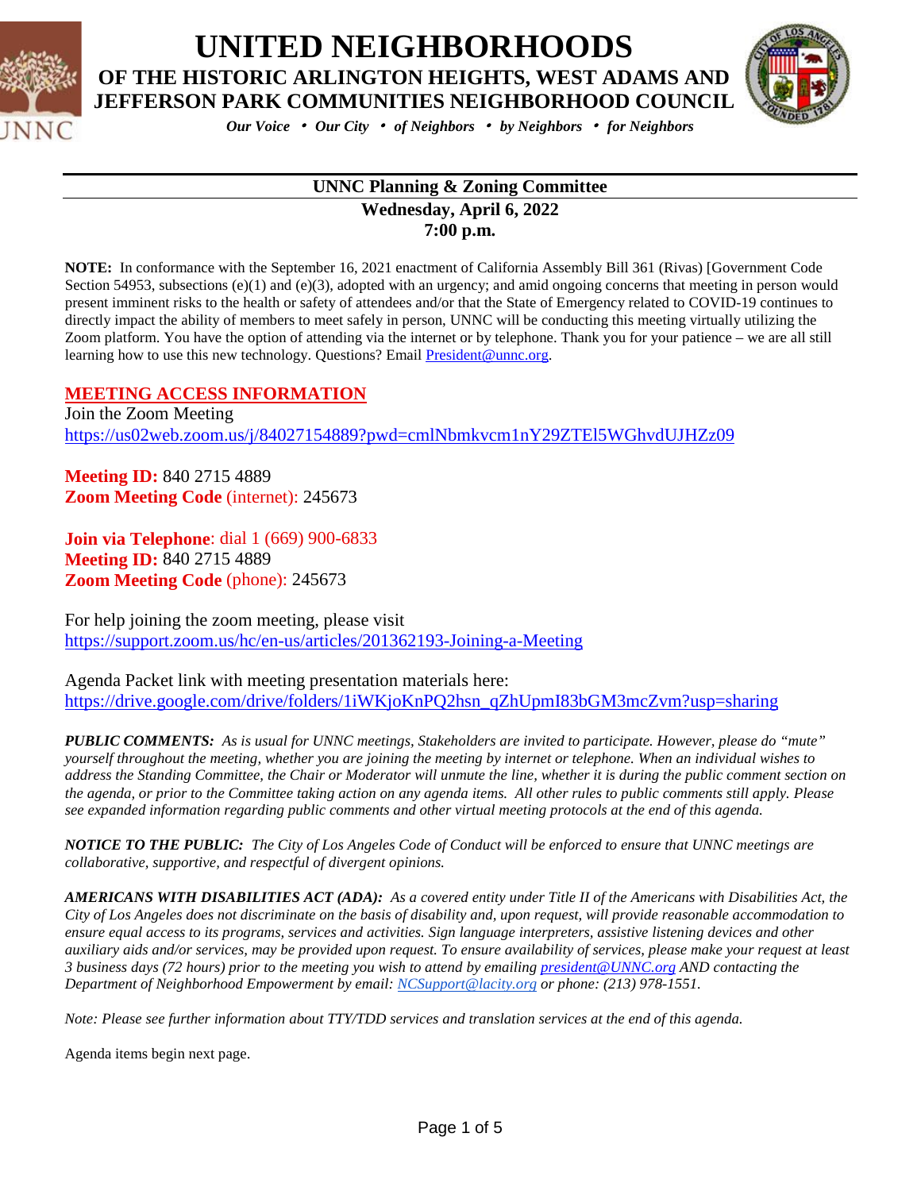# UNITED NEIGHBORHOODS

## OF THE HISTORIC ARLINGTON HEIGHTS, WEST ADAMS AND JEFFERSON PARK COMMUNITIES NEIGHBORHOOD COUNCIL

*Our Voice • Our City • of Neighbors • by Neighbors • for Neighbors*

---

**UNNC Planning & Zoning Committee**

**Wednesday, April 6, 2022**

**7:00 p.m.**

**NOTE:** In conformance with the September 16, 2021 enactment of California Assembly Bill 361 (Rivas) [Government Code Section 54953, subsections (e)(1) and (e)(3), adopted with an urgency; and amid ongoing concerns that meeting in person would present imminent risks to the health or safety of attendees and/or that the State of Emergency related to COVID-19 continues to directly impact the ability of members to meet safely in person, UNNC will be conducting this meeting virtually utilizing the Zoom platform. You have the option of attending via the internet or by telephone. Thank you for your patience – we are all still learning how to use this new technology. Questions? Email President@unnc.org.

**MEETING ACCESS INFORMATION**

Join the Zoom Meeting
https://us02web.zoom.us/j/84027154889?pwd=cmlNbmkvcm1nY29ZTEl5WGhvdUJHZz09

**Meeting ID:** 840 2715 4889
**Zoom Meeting Code** (internet): 245673

**Join via Telephone**: dial 1 (669) 900-6833
**Meeting ID:** 840 2715 4889
**Zoom Meeting Code** (phone): 245673

For help joining the zoom meeting, please visit
https://support.zoom.us/hc/en-us/articles/201362193-Joining-a-Meeting

Agenda Packet link with meeting presentation materials here:
https://drive.google.com/drive/folders/1iWKjoKnPQ2hsn_qZhUpmI83bGM3mcZvm?usp=sharing

***PUBLIC COMMENTS:*** *As is usual for UNNC meetings, Stakeholders are invited to participate. However, please do "mute" yourself throughout the meeting, whether you are joining the meeting by internet or telephone. When an individual wishes to address the Standing Committee, the Chair or Moderator will unmute the line, whether it is during the public comment section on the agenda, or prior to the Committee taking action on any agenda items. All other rules to public comments still apply. Please see expanded information regarding public comments and other virtual meeting protocols at the end of this agenda.*

***NOTICE TO THE PUBLIC:*** *The City of Los Angeles Code of Conduct will be enforced to ensure that UNNC meetings are collaborative, supportive, and respectful of divergent opinions.*

***AMERICANS WITH DISABILITIES ACT (ADA):*** *As a covered entity under Title II of the Americans with Disabilities Act, the City of Los Angeles does not discriminate on the basis of disability and, upon request, will provide reasonable accommodation to ensure equal access to its programs, services and activities. Sign language interpreters, assistive listening devices and other auxiliary aids and/or services, may be provided upon request. To ensure availability of services, please make your request at least 3 business days (72 hours) prior to the meeting you wish to attend by emailing president@UNNC.org AND contacting the Department of Neighborhood Empowerment by email: NCSupport@lacity.org or phone: (213) 978-1551.*

*Note: Please see further information about TTY/TDD services and translation services at the end of this agenda.*

Agenda items begin next page.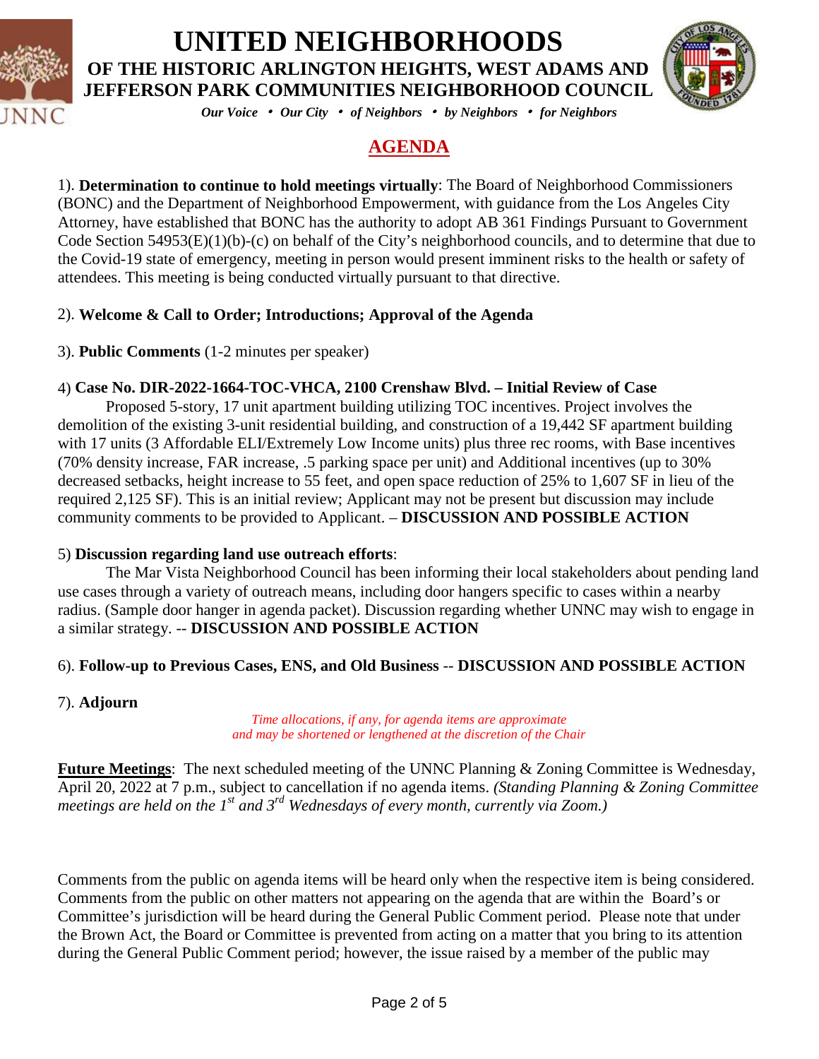# UNITED NEIGHBORHOODS

## OF THE HISTORIC ARLINGTON HEIGHTS, WEST ADAMS AND JEFFERSON PARK COMMUNITIES NEIGHBORHOOD COUNCIL

*Our Voice • Our City • of Neighbors • by Neighbors • for Neighbors*

## AGENDA

1). **Determination to continue to hold meetings virtually**: The Board of Neighborhood Commissioners (BONC) and the Department of Neighborhood Empowerment, with guidance from the Los Angeles City Attorney, have established that BONC has the authority to adopt AB 361 Findings Pursuant to Government Code Section 54953(E)(1)(b)-(c) on behalf of the City's neighborhood councils, and to determine that due to the Covid-19 state of emergency, meeting in person would present imminent risks to the health or safety of attendees. This meeting is being conducted virtually pursuant to that directive.

2). **Welcome & Call to Order; Introductions; Approval of the Agenda**

3). **Public Comments** (1-2 minutes per speaker)

4) **Case No. DIR-2022-1664-TOC-VHCA, 2100 Crenshaw Blvd. – Initial Review of Case**

Proposed 5-story, 17 unit apartment building utilizing TOC incentives. Project involves the demolition of the existing 3-unit residential building, and construction of a 19,442 SF apartment building with 17 units (3 Affordable ELI/Extremely Low Income units) plus three rec rooms, with Base incentives (70% density increase, FAR increase, .5 parking space per unit) and Additional incentives (up to 30% decreased setbacks, height increase to 55 feet, and open space reduction of 25% to 1,607 SF in lieu of the required 2,125 SF). This is an initial review; Applicant may not be present but discussion may include community comments to be provided to Applicant. – **DISCUSSION AND POSSIBLE ACTION**

5) **Discussion regarding land use outreach efforts**:

The Mar Vista Neighborhood Council has been informing their local stakeholders about pending land use cases through a variety of outreach means, including door hangers specific to cases within a nearby radius. (Sample door hanger in agenda packet). Discussion regarding whether UNNC may wish to engage in a similar strategy. -- **DISCUSSION AND POSSIBLE ACTION**

6). **Follow-up to Previous Cases, ENS, and Old Business** -- **DISCUSSION AND POSSIBLE ACTION**

7). **Adjourn**

*Time allocations, if any, for agenda items are approximate and may be shortened or lengthened at the discretion of the Chair*

**Future Meetings**: The next scheduled meeting of the UNNC Planning & Zoning Committee is Wednesday, April 20, 2022 at 7 p.m., subject to cancellation if no agenda items. *(Standing Planning & Zoning Committee meetings are held on the 1st and 3rd Wednesdays of every month, currently via Zoom.)*

Comments from the public on agenda items will be heard only when the respective item is being considered. Comments from the public on other matters not appearing on the agenda that are within the Board's or Committee's jurisdiction will be heard during the General Public Comment period. Please note that under the Brown Act, the Board or Committee is prevented from acting on a matter that you bring to its attention during the General Public Comment period; however, the issue raised by a member of the public may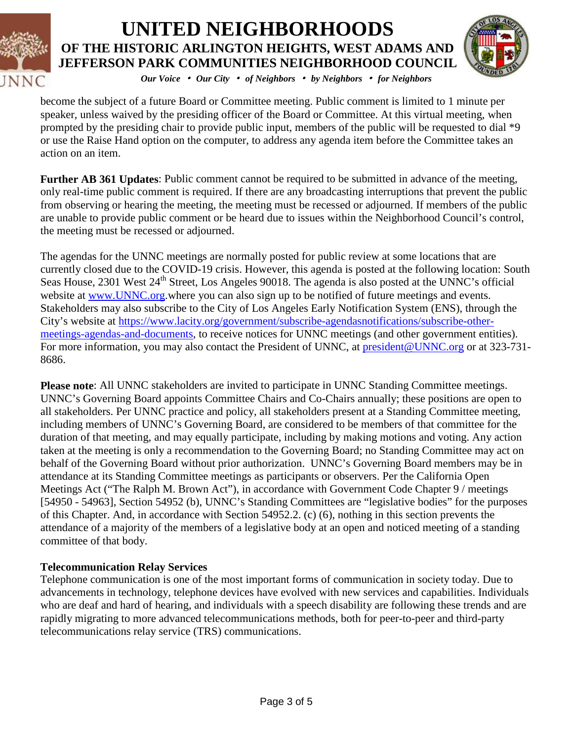become the subject of a future Board or Committee meeting. Public comment is limited to 1 minute per speaker, unless waived by the presiding officer of the Board or Committee. At this virtual meeting, when prompted by the presiding chair to provide public input, members of the public will be requested to dial *9 or use the Raise Hand option on the computer, to address any agenda item before the Committee takes an action on an item.

**Further AB 361 Updates**: Public comment cannot be required to be submitted in advance of the meeting, only real-time public comment is required. If there are any broadcasting interruptions that prevent the public from observing or hearing the meeting, the meeting must be recessed or adjourned. If members of the public are unable to provide public comment or be heard due to issues within the Neighborhood Council's control, the meeting must be recessed or adjourned.

The agendas for the UNNC meetings are normally posted for public review at some locations that are currently closed due to the COVID-19 crisis. However, this agenda is posted at the following location: South Seas House, 2301 West 24th Street, Los Angeles 90018. The agenda is also posted at the UNNC's official website at [www.UNNC.org](http://www.UNNC.org).where you can also sign up to be notified of future meetings and events. Stakeholders may also subscribe to the City of Los Angeles Early Notification System (ENS), through the City's website at [https://www.lacity.org/government/subscribe-agendasnotifications/subscribe-other-meetings-agendas-and-documents](https://www.lacity.org/government/subscribe-agendasnotifications/subscribe-other-meetings-agendas-and-documents), to receive notices for UNNC meetings (and other government entities). For more information, you may also contact the President of UNNC, at [president@UNNC.org](mailto:president@UNNC.org) or at 323-731-8686.

**Please note**: All UNNC stakeholders are invited to participate in UNNC Standing Committee meetings. UNNC's Governing Board appoints Committee Chairs and Co-Chairs annually; these positions are open to all stakeholders. Per UNNC practice and policy, all stakeholders present at a Standing Committee meeting, including members of UNNC's Governing Board, are considered to be members of that committee for the duration of that meeting, and may equally participate, including by making motions and voting. Any action taken at the meeting is only a recommendation to the Governing Board; no Standing Committee may act on behalf of the Governing Board without prior authorization. UNNC's Governing Board members may be in attendance at its Standing Committee meetings as participants or observers. Per the California Open Meetings Act ("The Ralph M. Brown Act"), in accordance with Government Code Chapter 9 / meetings [54950 - 54963], Section 54952 (b), UNNC's Standing Committees are "legislative bodies" for the purposes of this Chapter. And, in accordance with Section 54952.2. (c) (6), nothing in this section prevents the attendance of a majority of the members of a legislative body at an open and noticed meeting of a standing committee of that body.

**Telecommunication Relay Services**

Telephone communication is one of the most important forms of communication in society today. Due to advancements in technology, telephone devices have evolved with new services and capabilities. Individuals who are deaf and hard of hearing, and individuals with a speech disability are following these trends and are rapidly migrating to more advanced telecommunications methods, both for peer-to-peer and third-party telecommunications relay service (TRS) communications.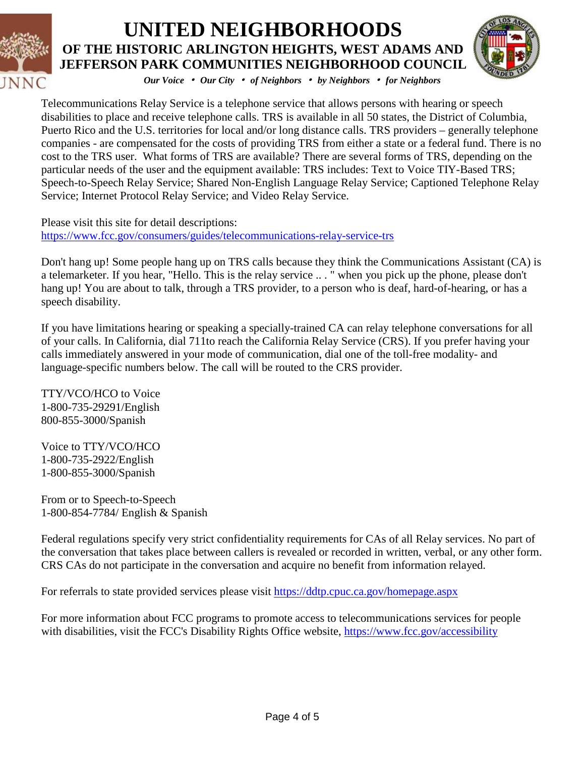Telecommunications Relay Service is a telephone service that allows persons with hearing or speech disabilities to place and receive telephone calls. TRS is available in all 50 states, the District of Columbia, Puerto Rico and the U.S. territories for local and/or long distance calls. TRS providers – generally telephone companies - are compensated for the costs of providing TRS from either a state or a federal fund. There is no cost to the TRS user. What forms of TRS are available? There are several forms of TRS, depending on the particular needs of the user and the equipment available: TRS includes: Text to Voice TIY-Based TRS; Speech-to-Speech Relay Service; Shared Non-English Language Relay Service; Captioned Telephone Relay Service; Internet Protocol Relay Service; and Video Relay Service.

Please visit this site for detail descriptions:
https://www.fcc.gov/consumers/guides/telecommunications-relay-service-trs

Don't hang up! Some people hang up on TRS calls because they think the Communications Assistant (CA) is a telemarketer. If you hear, "Hello. This is the relay service .. . " when you pick up the phone, please don't hang up! You are about to talk, through a TRS provider, to a person who is deaf, hard-of-hearing, or has a speech disability.

If you have limitations hearing or speaking a specially-trained CA can relay telephone conversations for all of your calls. In California, dial 711to reach the California Relay Service (CRS). If you prefer having your calls immediately answered in your mode of communication, dial one of the toll-free modality- and language-specific numbers below. The call will be routed to the CRS provider.

TTY/VCO/HCO to Voice
1-800-735-29291/English
800-855-3000/Spanish

Voice to TTY/VCO/HCO
1-800-735-2922/English
1-800-855-3000/Spanish

From or to Speech-to-Speech
1-800-854-7784/ English & Spanish

Federal regulations specify very strict confidentiality requirements for CAs of all Relay services. No part of the conversation that takes place between callers is revealed or recorded in written, verbal, or any other form. CRS CAs do not participate in the conversation and acquire no benefit from information relayed.

For referrals to state provided services please visit https://ddtp.cpuc.ca.gov/homepage.aspx

For more information about FCC programs to promote access to telecommunications services for people with disabilities, visit the FCC's Disability Rights Office website, https://www.fcc.gov/accessibility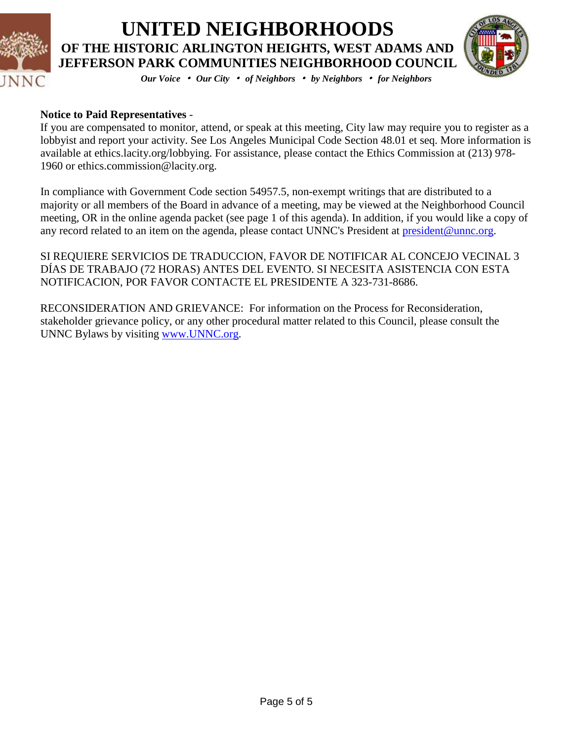**Notice to Paid Representatives** -
If you are compensated to monitor, attend, or speak at this meeting, City law may require you to register as a lobbyist and report your activity. See Los Angeles Municipal Code Section 48.01 et seq. More information is available at ethics.lacity.org/lobbying. For assistance, please contact the Ethics Commission at (213) 978-1960 or ethics.commission@lacity.org.

In compliance with Government Code section 54957.5, non-exempt writings that are distributed to a majority or all members of the Board in advance of a meeting, may be viewed at the Neighborhood Council meeting, OR in the online agenda packet (see page 1 of this agenda). In addition, if you would like a copy of any record related to an item on the agenda, please contact UNNC's President at president@unnc.org.

SI REQUIERE SERVICIOS DE TRADUCCION, FAVOR DE NOTIFICAR AL CONCEJO VECINAL 3 DÍAS DE TRABAJO (72 HORAS) ANTES DEL EVENTO. SI NECESITA ASISTENCIA CON ESTA NOTIFICACION, POR FAVOR CONTACTE EL PRESIDENTE A 323-731-8686.

RECONSIDERATION AND GRIEVANCE: For information on the Process for Reconsideration, stakeholder grievance policy, or any other procedural matter related to this Council, please consult the UNNC Bylaws by visiting www.UNNC.org.